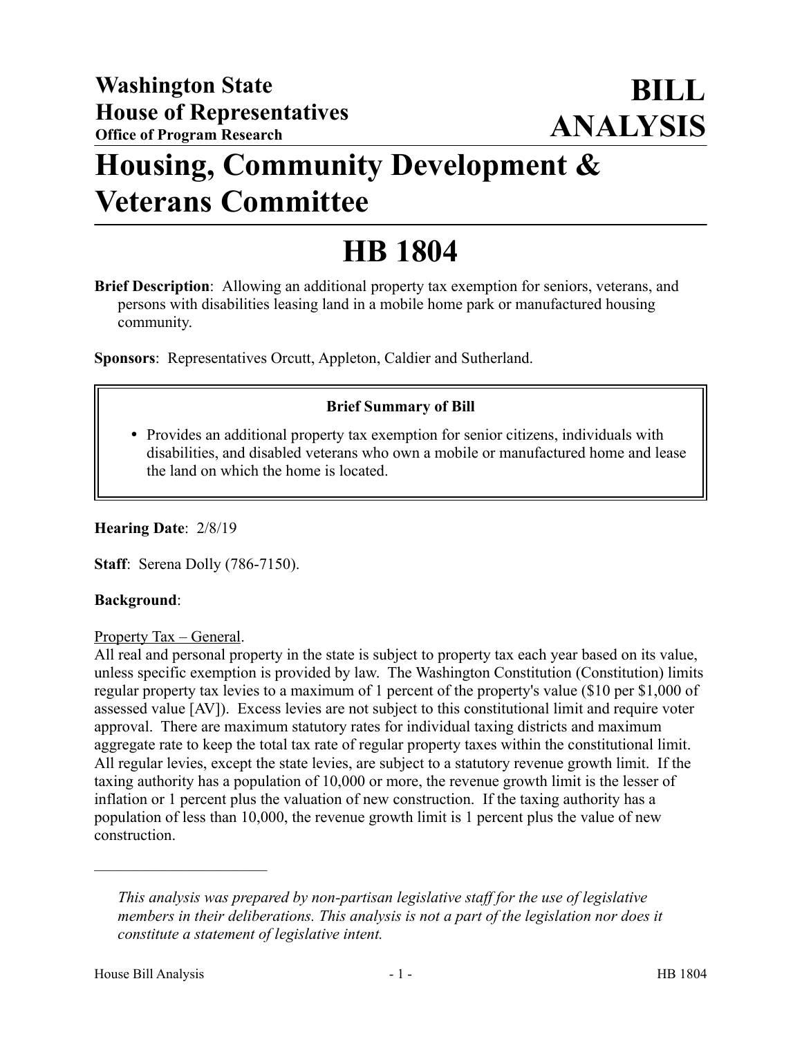**Washington State House of Representatives**
**Office of Program Research**

# BILL ANALYSIS

# Housing, Community Development & Veterans Committee

# HB 1804

**Brief Description**: Allowing an additional property tax exemption for seniors, veterans, and persons with disabilities leasing land in a mobile home park or manufactured housing community.

**Sponsors**: Representatives Orcutt, Appleton, Caldier and Sutherland.

**Brief Summary of Bill**

- Provides an additional property tax exemption for senior citizens, individuals with disabilities, and disabled veterans who own a mobile or manufactured home and lease the land on which the home is located.

**Hearing Date**: 2/8/19

**Staff**: Serena Dolly (786-7150).

**Background**:

Property Tax – General.

All real and personal property in the state is subject to property tax each year based on its value, unless specific exemption is provided by law. The Washington Constitution (Constitution) limits regular property tax levies to a maximum of 1 percent of the property's value ($10 per $1,000 of assessed value [AV]). Excess levies are not subject to this constitutional limit and require voter approval. There are maximum statutory rates for individual taxing districts and maximum aggregate rate to keep the total tax rate of regular property taxes within the constitutional limit. All regular levies, except the state levies, are subject to a statutory revenue growth limit. If the taxing authority has a population of 10,000 or more, the revenue growth limit is the lesser of inflation or 1 percent plus the valuation of new construction. If the taxing authority has a population of less than 10,000, the revenue growth limit is 1 percent plus the value of new construction.

---

*This analysis was prepared by non-partisan legislative staff for the use of legislative members in their deliberations. This analysis is not a part of the legislation nor does it constitute a statement of legislative intent.*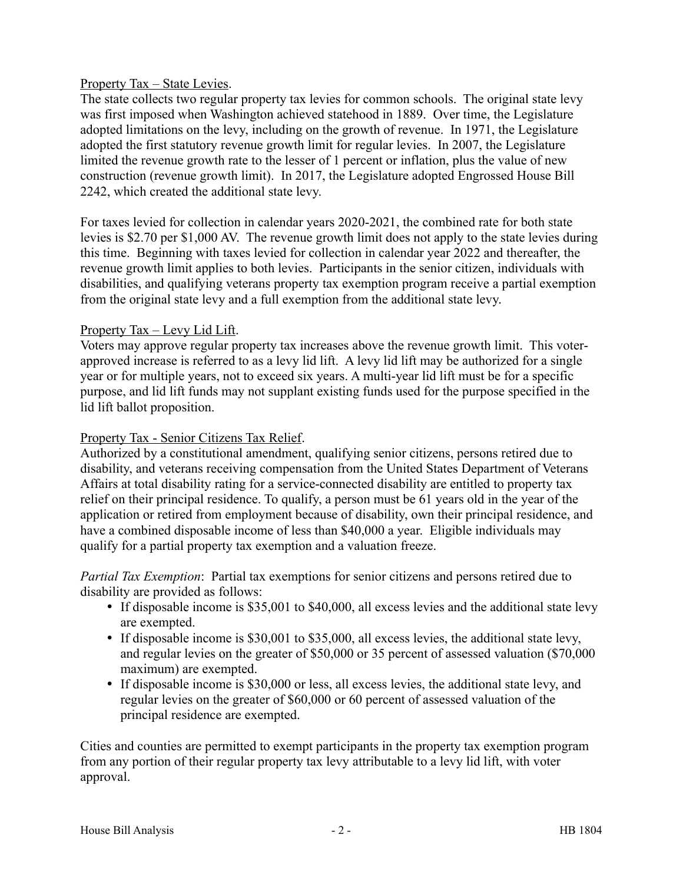Property Tax – State Levies.

The state collects two regular property tax levies for common schools. The original state levy was first imposed when Washington achieved statehood in 1889. Over time, the Legislature adopted limitations on the levy, including on the growth of revenue. In 1971, the Legislature adopted the first statutory revenue growth limit for regular levies. In 2007, the Legislature limited the revenue growth rate to the lesser of 1 percent or inflation, plus the value of new construction (revenue growth limit). In 2017, the Legislature adopted Engrossed House Bill 2242, which created the additional state levy.

For taxes levied for collection in calendar years 2020-2021, the combined rate for both state levies is $2.70 per $1,000 AV. The revenue growth limit does not apply to the state levies during this time. Beginning with taxes levied for collection in calendar year 2022 and thereafter, the revenue growth limit applies to both levies. Participants in the senior citizen, individuals with disabilities, and qualifying veterans property tax exemption program receive a partial exemption from the original state levy and a full exemption from the additional state levy.

Property Tax – Levy Lid Lift.

Voters may approve regular property tax increases above the revenue growth limit. This voter-approved increase is referred to as a levy lid lift. A levy lid lift may be authorized for a single year or for multiple years, not to exceed six years. A multi-year lid lift must be for a specific purpose, and lid lift funds may not supplant existing funds used for the purpose specified in the lid lift ballot proposition.

Property Tax - Senior Citizens Tax Relief.

Authorized by a constitutional amendment, qualifying senior citizens, persons retired due to disability, and veterans receiving compensation from the United States Department of Veterans Affairs at total disability rating for a service-connected disability are entitled to property tax relief on their principal residence. To qualify, a person must be 61 years old in the year of the application or retired from employment because of disability, own their principal residence, and have a combined disposable income of less than $40,000 a year. Eligible individuals may qualify for a partial property tax exemption and a valuation freeze.

*Partial Tax Exemption*: Partial tax exemptions for senior citizens and persons retired due to disability are provided as follows:

- If disposable income is $35,001 to $40,000, all excess levies and the additional state levy are exempted.
- If disposable income is $30,001 to $35,000, all excess levies, the additional state levy, and regular levies on the greater of $50,000 or 35 percent of assessed valuation ($70,000 maximum) are exempted.
- If disposable income is $30,000 or less, all excess levies, the additional state levy, and regular levies on the greater of $60,000 or 60 percent of assessed valuation of the principal residence are exempted.

Cities and counties are permitted to exempt participants in the property tax exemption program from any portion of their regular property tax levy attributable to a levy lid lift, with voter approval.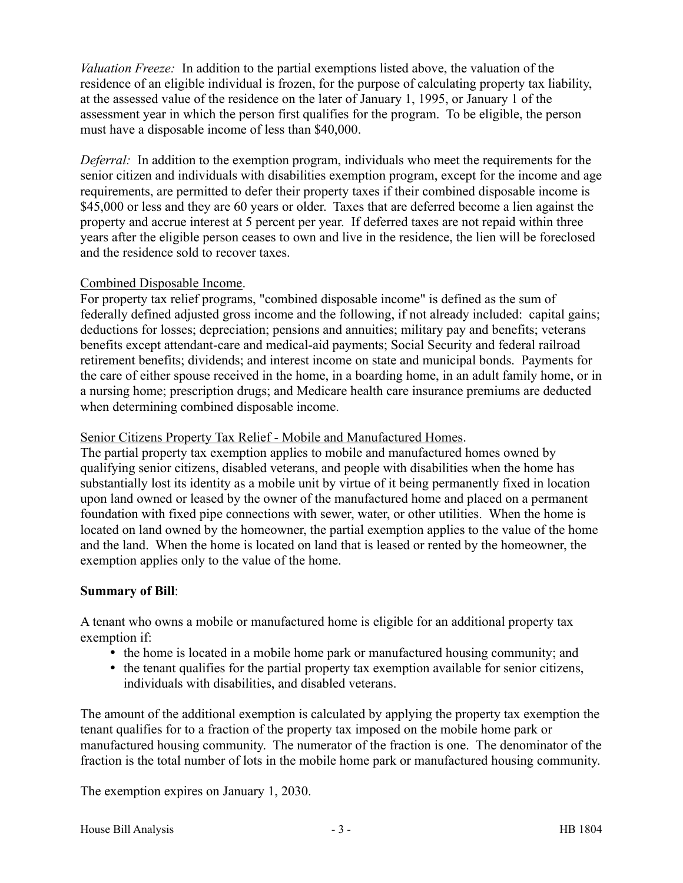*Valuation Freeze:* In addition to the partial exemptions listed above, the valuation of the residence of an eligible individual is frozen, for the purpose of calculating property tax liability, at the assessed value of the residence on the later of January 1, 1995, or January 1 of the assessment year in which the person first qualifies for the program. To be eligible, the person must have a disposable income of less than $40,000.

*Deferral:* In addition to the exemption program, individuals who meet the requirements for the senior citizen and individuals with disabilities exemption program, except for the income and age requirements, are permitted to defer their property taxes if their combined disposable income is $45,000 or less and they are 60 years or older. Taxes that are deferred become a lien against the property and accrue interest at 5 percent per year. If deferred taxes are not repaid within three years after the eligible person ceases to own and live in the residence, the lien will be foreclosed and the residence sold to recover taxes.

<u>Combined Disposable Income</u>.
For property tax relief programs, "combined disposable income" is defined as the sum of federally defined adjusted gross income and the following, if not already included: capital gains; deductions for losses; depreciation; pensions and annuities; military pay and benefits; veterans benefits except attendant-care and medical-aid payments; Social Security and federal railroad retirement benefits; dividends; and interest income on state and municipal bonds. Payments for the care of either spouse received in the home, in a boarding home, in an adult family home, or in a nursing home; prescription drugs; and Medicare health care insurance premiums are deducted when determining combined disposable income.

<u>Senior Citizens Property Tax Relief - Mobile and Manufactured Homes</u>.
The partial property tax exemption applies to mobile and manufactured homes owned by qualifying senior citizens, disabled veterans, and people with disabilities when the home has substantially lost its identity as a mobile unit by virtue of it being permanently fixed in location upon land owned or leased by the owner of the manufactured home and placed on a permanent foundation with fixed pipe connections with sewer, water, or other utilities. When the home is located on land owned by the homeowner, the partial exemption applies to the value of the home and the land. When the home is located on land that is leased or rented by the homeowner, the exemption applies only to the value of the home.

**Summary of Bill**:

A tenant who owns a mobile or manufactured home is eligible for an additional property tax exemption if:

- the home is located in a mobile home park or manufactured housing community; and
- the tenant qualifies for the partial property tax exemption available for senior citizens, individuals with disabilities, and disabled veterans.

The amount of the additional exemption is calculated by applying the property tax exemption the tenant qualifies for to a fraction of the property tax imposed on the mobile home park or manufactured housing community. The numerator of the fraction is one. The denominator of the fraction is the total number of lots in the mobile home park or manufactured housing community.

The exemption expires on January 1, 2030.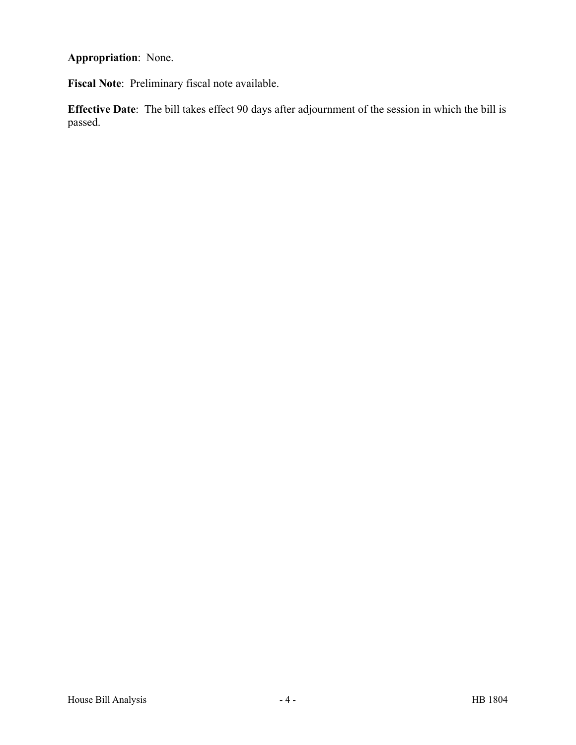**Appropriation**: None.

**Fiscal Note**: Preliminary fiscal note available.

**Effective Date**: The bill takes effect 90 days after adjournment of the session in which the bill is passed.